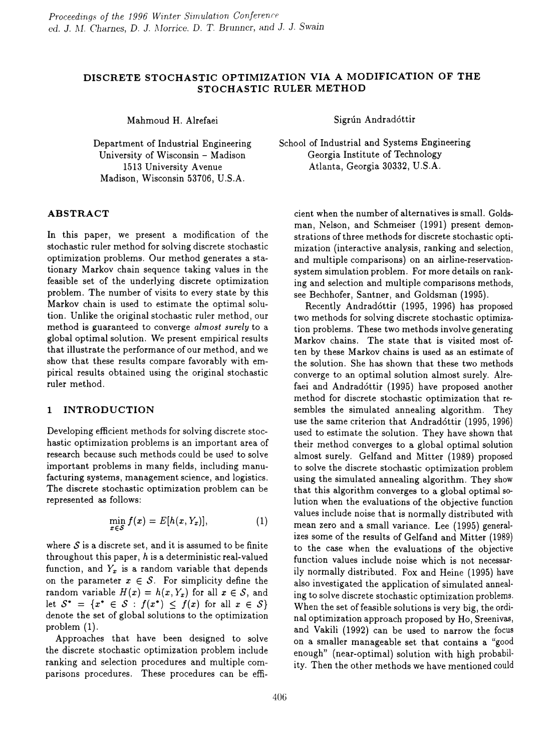# DISCRETE STOCHASTIC OPTIMIZATION VIA A MODIFICATION OF THE STOCHASTIC RULER METHOD

Mahmoud H. Alrefaei

Department of Industrial Engineering
University of Wisconsin – Madison
1513 University Avenue
Madison, Wisconsin 53706, U.S.A.

Sigrún Andradóttir

School of Industrial and Systems Engineering
Georgia Institute of Technology
Atlanta, Georgia 30332, U.S.A.

## ABSTRACT

In this paper, we present a modification of the stochastic ruler method for solving discrete stochastic optimization problems. Our method generates a stationary Markov chain sequence taking values in the feasible set of the underlying discrete optimization problem. The number of visits to every state by this Markov chain is used to estimate the optimal solution. Unlike the original stochastic ruler method, our method is guaranteed to converge *almost surely* to a global optimal solution. We present empirical results that illustrate the performance of our method, and we show that these results compare favorably with empirical results obtained using the original stochastic ruler method.

## 1 INTRODUCTION

Developing efficient methods for solving discrete stochastic optimization problems is an important area of research because such methods could be used to solve important problems in many fields, including manufacturing systems, management science, and logistics. The discrete stochastic optimization problem can be represented as follows:

$$\min_{x \in \mathcal{S}} f(x) = E[h(x, Y_x)], \tag{1}$$

where $\mathcal{S}$ is a discrete set, and it is assumed to be finite throughout this paper, $h$ is a deterministic real-valued function, and $Y_x$ is a random variable that depends on the parameter $x \in \mathcal{S}$. For simplicity define the random variable $H(x) = h(x, Y_x)$ for all $x \in \mathcal{S}$, and let $\mathcal{S}^* = \{x^* \in \mathcal{S} : f(x^*) \leq f(x) \text{ for all } x \in \mathcal{S}\}$ denote the set of global solutions to the optimization problem (1).

Approaches that have been designed to solve the discrete stochastic optimization problem include ranking and selection procedures and multiple comparisons procedures. These procedures can be efficient when the number of alternatives is small. Goldsman, Nelson, and Schmeiser (1991) present demonstrations of three methods for discrete stochastic optimization (interactive analysis, ranking and selection, and multiple comparisons) on an airline-reservation-system simulation problem. For more details on ranking and selection and multiple comparisons methods, see Bechhofer, Santner, and Goldsman (1995).

Recently Andradóttir (1995, 1996) has proposed two methods for solving discrete stochastic optimization problems. These two methods involve generating Markov chains. The state that is visited most often by these Markov chains is used as an estimate of the solution. She has shown that these two methods converge to an optimal solution almost surely. Alrefaei and Andradóttir (1995) have proposed another method for discrete stochastic optimization that resembles the simulated annealing algorithm. They use the same criterion that Andradóttir (1995, 1996) used to estimate the solution. They have shown that their method converges to a global optimal solution almost surely. Gelfand and Mitter (1989) proposed to solve the discrete stochastic optimization problem using the simulated annealing algorithm. They show that this algorithm converges to a global optimal solution when the evaluations of the objective function values include noise that is normally distributed with mean zero and a small variance. Lee (1995) generalizes some of the results of Gelfand and Mitter (1989) to the case when the evaluations of the objective function values include noise which is not necessarily normally distributed. Fox and Heine (1995) have also investigated the application of simulated annealing to solve discrete stochastic optimization problems. When the set of feasible solutions is very big, the ordinal optimization approach proposed by Ho, Sreenivas, and Vakili (1992) can be used to narrow the focus on a smaller manageable set that contains a "good enough" (near-optimal) solution with high probability. Then the other methods we have mentioned could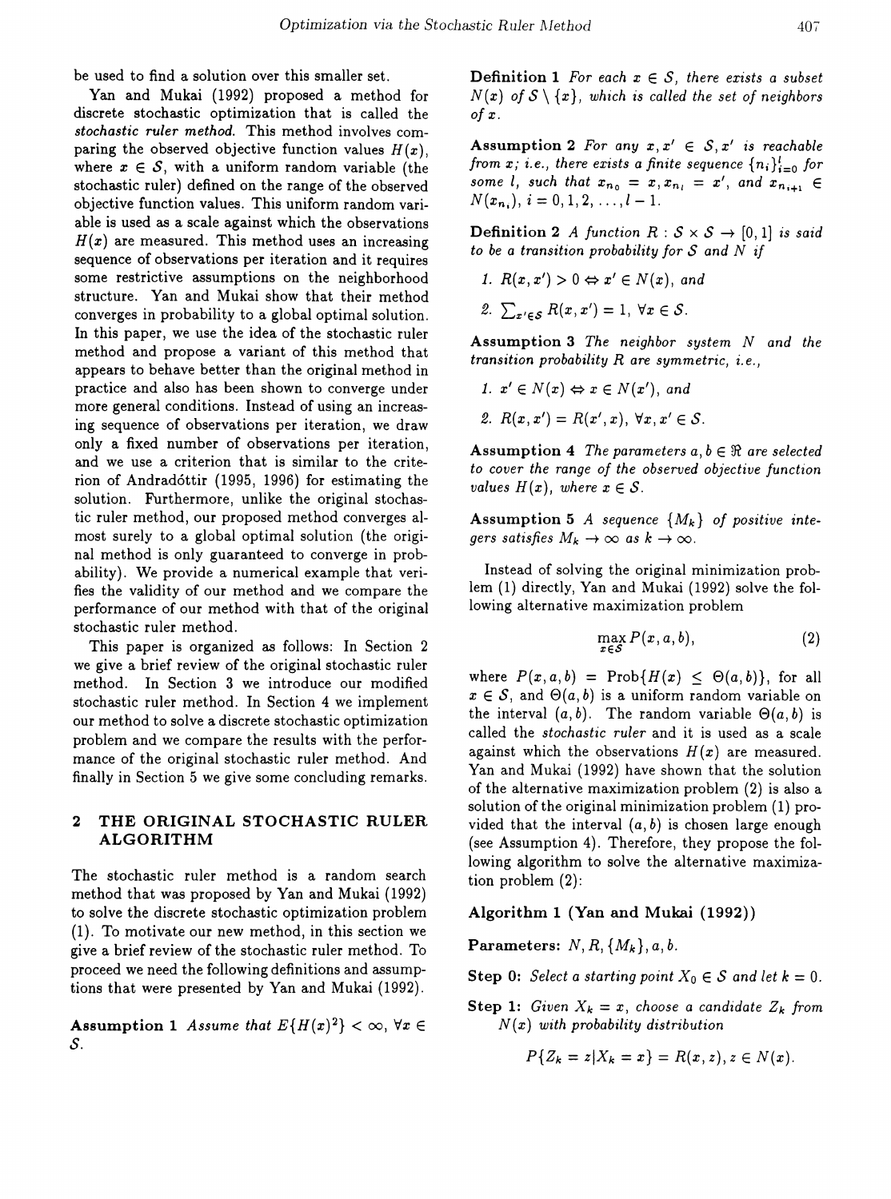be used to find a solution over this smaller set.

Yan and Mukai (1992) proposed a method for discrete stochastic optimization that is called the *stochastic ruler method*. This method involves comparing the observed objective function values $H(x)$, where $x \in \mathcal{S}$, with a uniform random variable (the stochastic ruler) defined on the range of the observed objective function values. This uniform random variable is used as a scale against which the observations $H(x)$ are measured. This method uses an increasing sequence of observations per iteration and it requires some restrictive assumptions on the neighborhood structure. Yan and Mukai show that their method converges in probability to a global optimal solution. In this paper, we use the idea of the stochastic ruler method and propose a variant of this method that appears to behave better than the original method in practice and also has been shown to converge under more general conditions. Instead of using an increasing sequence of observations per iteration, we draw only a fixed number of observations per iteration, and we use a criterion that is similar to the criterion of Andradóttir (1995, 1996) for estimating the solution. Furthermore, unlike the original stochastic ruler method, our proposed method converges almost surely to a global optimal solution (the original method is only guaranteed to converge in probability). We provide a numerical example that verifies the validity of our method and we compare the performance of our method with that of the original stochastic ruler method.

This paper is organized as follows: In Section 2 we give a brief review of the original stochastic ruler method. In Section 3 we introduce our modified stochastic ruler method. In Section 4 we implement our method to solve a discrete stochastic optimization problem and we compare the results with the performance of the original stochastic ruler method. And finally in Section 5 we give some concluding remarks.

## 2 THE ORIGINAL STOCHASTIC RULER ALGORITHM

The stochastic ruler method is a random search method that was proposed by Yan and Mukai (1992) to solve the discrete stochastic optimization problem (1). To motivate our new method, in this section we give a brief review of the stochastic ruler method. To proceed we need the following definitions and assumptions that were presented by Yan and Mukai (1992).

**Assumption 1** *Assume that $E\{H(x)^2\} < \infty$, $\forall x \in \mathcal{S}$.*

**Definition 1** *For each $x \in \mathcal{S}$, there exists a subset $N(x)$ of $\mathcal{S} \setminus \{x\}$, which is called the set of neighbors of $x$.*

**Assumption 2** *For any $x, x' \in \mathcal{S}, x'$ is reachable from $x$; i.e., there exists a finite sequence $\{n_i\}_{i=0}^{l}$ for some $l$, such that $x_{n_0} = x, x_{n_l} = x'$, and $x_{n_{i+1}} \in N(x_{n_i})$, $i = 0, 1, 2, \ldots, l-1$.*

**Definition 2** *A function $R : \mathcal{S} \times \mathcal{S} \to [0,1]$ is said to be a transition probability for $\mathcal{S}$ and $N$ if*

1. *$R(x, x') > 0 \Leftrightarrow x' \in N(x)$, and*
2. *$\sum_{x' \in \mathcal{S}} R(x, x') = 1$, $\forall x \in \mathcal{S}$.*

**Assumption 3** *The neighbor system $N$ and the transition probability $R$ are symmetric, i.e.,*

1. *$x' \in N(x) \Leftrightarrow x \in N(x')$, and*
2. *$R(x, x') = R(x', x)$, $\forall x, x' \in \mathcal{S}$.*

**Assumption 4** *The parameters $a, b \in \Re$ are selected to cover the range of the observed objective function values $H(x)$, where $x \in \mathcal{S}$.*

**Assumption 5** *A sequence $\{M_k\}$ of positive integers satisfies $M_k \to \infty$ as $k \to \infty$.*

Instead of solving the original minimization problem (1) directly, Yan and Mukai (1992) solve the following alternative maximization problem

$$\max_{x \in \mathcal{S}} P(x, a, b), \tag{2}$$

where $P(x, a, b) = \text{Prob}\{H(x) \le \Theta(a, b)\}$, for all $x \in \mathcal{S}$, and $\Theta(a, b)$ is a uniform random variable on the interval $(a, b)$. The random variable $\Theta(a, b)$ is called the *stochastic ruler* and it is used as a scale against which the observations $H(x)$ are measured. Yan and Mukai (1992) have shown that the solution of the alternative maximization problem (2) is also a solution of the original minimization problem (1) provided that the interval $(a, b)$ is chosen large enough (see Assumption 4). Therefore, they propose the following algorithm to solve the alternative maximization problem (2):

**Algorithm 1 (Yan and Mukai (1992))**

**Parameters:** $N, R, \{M_k\}, a, b$.

**Step 0:** *Select a starting point $X_0 \in \mathcal{S}$ and let $k = 0$.*

**Step 1:** *Given $X_k = x$, choose a candidate $Z_k$ from $N(x)$ with probability distribution*

$$P\{Z_k = z | X_k = x\} = R(x, z), z \in N(x).$$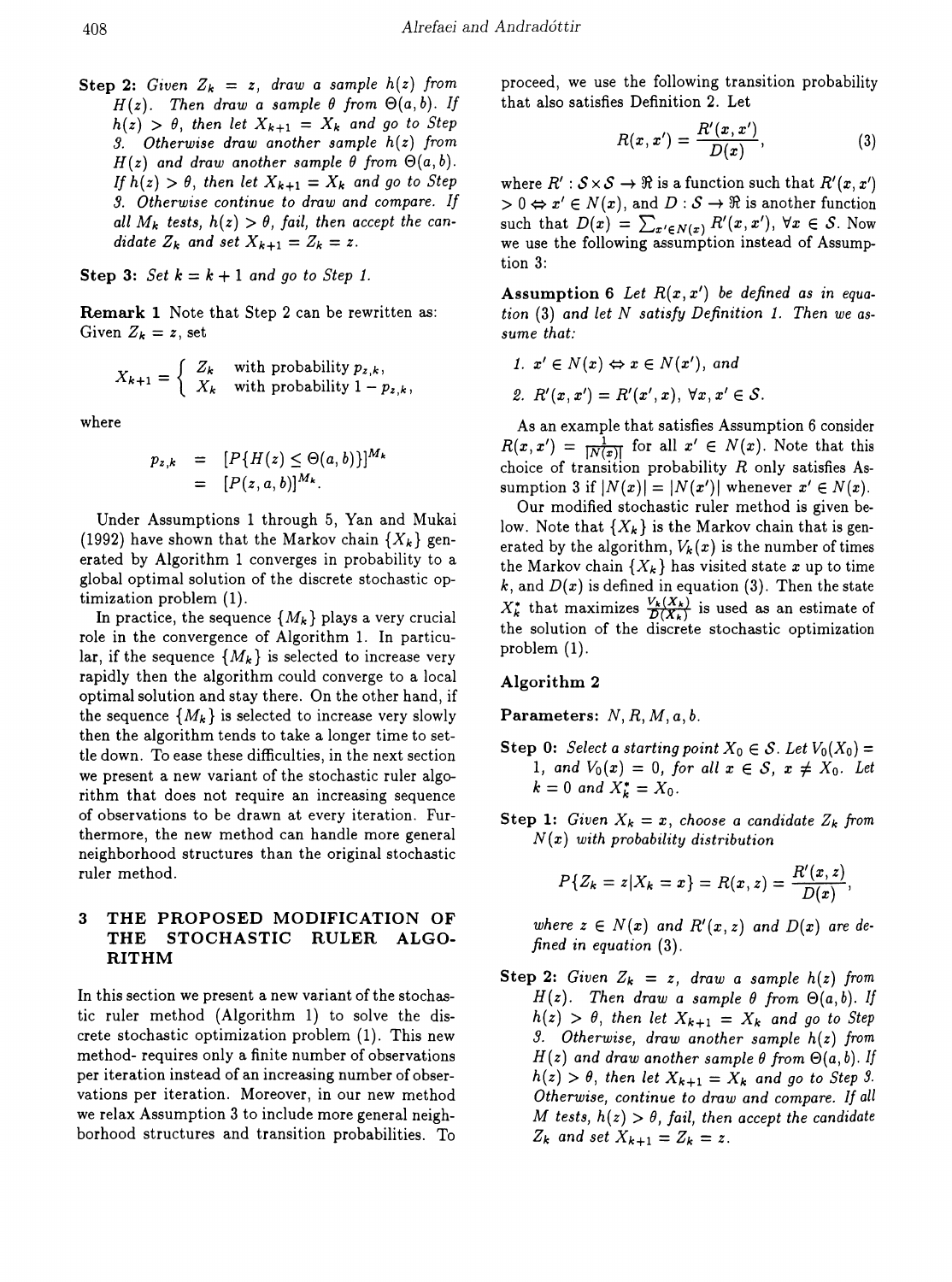**Step 2:** *Given $Z_k = z$, draw a sample $h(z)$ from $H(z)$. Then draw a sample $\theta$ from $\Theta(a,b)$. If $h(z) > \theta$, then let $X_{k+1} = X_k$ and go to Step 3. Otherwise draw another sample $h(z)$ from $H(z)$ and draw another sample $\theta$ from $\Theta(a,b)$. If $h(z) > \theta$, then let $X_{k+1} = X_k$ and go to Step 3. Otherwise continue to draw and compare. If all $M_k$ tests, $h(z) > \theta$, fail, then accept the candidate $Z_k$ and set $X_{k+1} = Z_k = z$.*

**Step 3:** *Set $k = k+1$ and go to Step 1.*

**Remark 1** Note that Step 2 can be rewritten as: Given $Z_k = z$, set

$$X_{k+1} = \begin{cases} Z_k & \text{with probability } p_{z,k}, \\ X_k & \text{with probability } 1 - p_{z,k}, \end{cases}$$

where

$$\begin{aligned} p_{z,k} &= [P\{H(z) \leq \Theta(a,b)\}]^{M_k} \\ &= [P(z,a,b)]^{M_k}. \end{aligned}$$

Under Assumptions 1 through 5, Yan and Mukai (1992) have shown that the Markov chain $\{X_k\}$ generated by Algorithm 1 converges in probability to a global optimal solution of the discrete stochastic optimization problem (1).

In practice, the sequence $\{M_k\}$ plays a very crucial role in the convergence of Algorithm 1. In particular, if the sequence $\{M_k\}$ is selected to increase very rapidly then the algorithm could converge to a local optimal solution and stay there. On the other hand, if the sequence $\{M_k\}$ is selected to increase very slowly then the algorithm tends to take a longer time to settle down. To ease these difficulties, in the next section we present a new variant of the stochastic ruler algorithm that does not require an increasing sequence of observations to be drawn at every iteration. Furthermore, the new method can handle more general neighborhood structures than the original stochastic ruler method.

## 3 THE PROPOSED MODIFICATION OF THE STOCHASTIC RULER ALGORITHM

In this section we present a new variant of the stochastic ruler method (Algorithm 1) to solve the discrete stochastic optimization problem (1). This new method- requires only a finite number of observations per iteration instead of an increasing number of observations per iteration. Moreover, in our new method we relax Assumption 3 to include more general neighborhood structures and transition probabilities. To proceed, we use the following transition probability that also satisfies Definition 2. Let

$$R(x,x') = \frac{R'(x,x')}{D(x)}, \tag{3}$$

where $R' : \mathcal{S} \times \mathcal{S} \to \Re$ is a function such that $R'(x,x') > 0 \Leftrightarrow x' \in N(x)$, and $D : \mathcal{S} \to \Re$ is another function such that $D(x) = \sum_{x' \in N(x)} R'(x,x')$, $\forall x \in \mathcal{S}$. Now we use the following assumption instead of Assumption 3:

**Assumption 6** *Let $R(x,x')$ be defined as in equation (3) and let $N$ satisfy Definition 1. Then we assume that:*

1. *$x' \in N(x) \Leftrightarrow x \in N(x')$, and*
2. *$R'(x,x') = R'(x',x)$, $\forall x, x' \in \mathcal{S}$.*

As an example that satisfies Assumption 6 consider $R(x,x') = \frac{1}{|N(x)|}$ for all $x' \in N(x)$. Note that this choice of transition probability $R$ only satisfies Assumption 3 if $|N(x)| = |N(x')|$ whenever $x' \in N(x)$.

Our modified stochastic ruler method is given below. Note that $\{X_k\}$ is the Markov chain that is generated by the algorithm, $V_k(x)$ is the number of times the Markov chain $\{X_k\}$ has visited state $x$ up to time $k$, and $D(x)$ is defined in equation (3). Then the state $X_k^*$ that maximizes $\frac{V_k(X_k)}{D(X_k)}$ is used as an estimate of the solution of the discrete stochastic optimization problem (1).

### Algorithm 2

**Parameters:** $N, R, M, a, b$.

**Step 0:** *Select a starting point $X_0 \in \mathcal{S}$. Let $V_0(X_0) = 1$, and $V_0(x) = 0$, for all $x \in \mathcal{S}$, $x \neq X_0$. Let $k = 0$ and $X_k^* = X_0$.*

**Step 1:** *Given $X_k = x$, choose a candidate $Z_k$ from $N(x)$ with probability distribution*

$$P\{Z_k = z | X_k = x\} = R(x,z) = \frac{R'(x,z)}{D(x)},$$

*where $z \in N(x)$ and $R'(x,z)$ and $D(x)$ are defined in equation (3).*

**Step 2:** *Given $Z_k = z$, draw a sample $h(z)$ from $H(z)$. Then draw a sample $\theta$ from $\Theta(a,b)$. If $h(z) > \theta$, then let $X_{k+1} = X_k$ and go to Step 3. Otherwise, draw another sample $h(z)$ from $H(z)$ and draw another sample $\theta$ from $\Theta(a,b)$. If $h(z) > \theta$, then let $X_{k+1} = X_k$ and go to Step 3. Otherwise, continue to draw and compare. If all $M$ tests, $h(z) > \theta$, fail, then accept the candidate $Z_k$ and set $X_{k+1} = Z_k = z$.*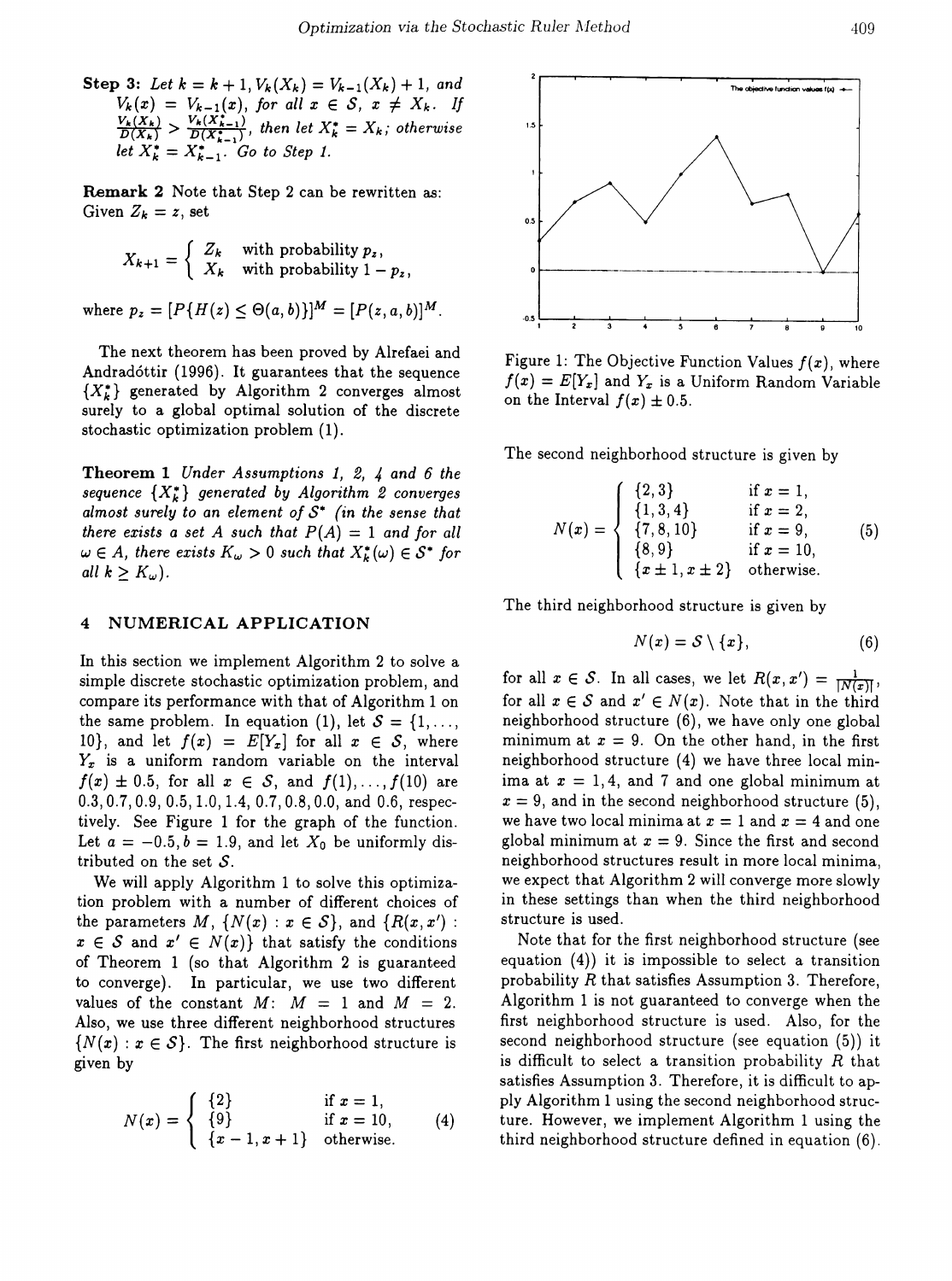**Step 3:** *Let $k = k+1$, $V_k(X_k) = V_{k-1}(X_k) + 1$, and $V_k(x) = V_{k-1}(x)$, for all $x \in \mathcal{S}$, $x \neq X_k$. If $\frac{V_k(X_k)}{D(X_k)} > \frac{V_k(X_{k-1}^*)}{D(X_{k-1}^*)}$, then let $X_k^* = X_k$; otherwise let $X_k^* = X_{k-1}^*$. Go to Step 1.*

**Remark 2** Note that Step 2 can be rewritten as: Given $Z_k = z$, set

$$X_{k+1} = \begin{cases} Z_k & \text{with probability } p_z, \\ X_k & \text{with probability } 1 - p_z, \end{cases}$$

where $p_z = [P\{H(z) \leq \Theta(a,b)\}]^M = [P(z,a,b)]^M$.

The next theorem has been proved by Alrefaei and Andradóttir (1996). It guarantees that the sequence $\{X_k^*\}$ generated by Algorithm 2 converges almost surely to a global optimal solution of the discrete stochastic optimization problem (1).

**Theorem 1** *Under Assumptions 1, 2, 4 and 6 the sequence $\{X_k^*\}$ generated by Algorithm 2 converges almost surely to an element of $\mathcal{S}^*$ (in the sense that there exists a set $A$ such that $P(A) = 1$ and for all $\omega \in A$, there exists $K_\omega > 0$ such that $X_k^*(\omega) \in \mathcal{S}^*$ for all $k \geq K_\omega$).*

## 4 NUMERICAL APPLICATION

In this section we implement Algorithm 2 to solve a simple discrete stochastic optimization problem, and compare its performance with that of Algorithm 1 on the same problem. In equation (1), let $\mathcal{S} = \{1, \ldots, 10\}$, and let $f(x) = E[Y_x]$ for all $x \in \mathcal{S}$, where $Y_x$ is a uniform random variable on the interval $f(x) \pm 0.5$, for all $x \in \mathcal{S}$, and $f(1), \ldots, f(10)$ are 0.3, 0.7, 0.9, 0.5, 1.0, 1.4, 0.7, 0.8, 0.0, and 0.6, respectively. See Figure 1 for the graph of the function. Let $a = -0.5$, $b = 1.9$, and let $X_0$ be uniformly distributed on the set $\mathcal{S}$.

We will apply Algorithm 1 to solve this optimization problem with a number of different choices of the parameters $M$, $\{N(x) : x \in \mathcal{S}\}$, and $\{R(x, x') : x \in \mathcal{S} \text{ and } x' \in N(x)\}$ that satisfy the conditions of Theorem 1 (so that Algorithm 2 is guaranteed to converge). In particular, we use two different values of the constant $M$: $M = 1$ and $M = 2$. Also, we use three different neighborhood structures $\{N(x) : x \in \mathcal{S}\}$. The first neighborhood structure is given by

$$N(x) = \begin{cases} \{2\} & \text{if } x = 1, \\ \{9\} & \text{if } x = 10, \\ \{x-1, x+1\} & \text{otherwise.} \end{cases} \quad (4)$$

Figure 1: The Objective Function Values $f(x)$, where $f(x) = E[Y_x]$ and $Y_x$ is a Uniform Random Variable on the Interval $f(x) \pm 0.5$.

The second neighborhood structure is given by

$$N(x) = \begin{cases} \{2,3\} & \text{if } x = 1, \\ \{1,3,4\} & \text{if } x = 2, \\ \{7,8,10\} & \text{if } x = 9, \\ \{8,9\} & \text{if } x = 10, \\ \{x \pm 1, x \pm 2\} & \text{otherwise.} \end{cases} \quad (5)$$

The third neighborhood structure is given by

$$N(x) = \mathcal{S} \setminus \{x\}, \quad (6)$$

for all $x \in \mathcal{S}$. In all cases, we let $R(x, x') = \frac{1}{|N(x)|}$, for all $x \in \mathcal{S}$ and $x' \in N(x)$. Note that in the third neighborhood structure (6), we have only one global minimum at $x = 9$. On the other hand, in the first neighborhood structure (4) we have three local minima at $x = 1, 4$, and 7 and one global minimum at $x = 9$, and in the second neighborhood structure (5), we have two local minima at $x = 1$ and $x = 4$ and one global minimum at $x = 9$. Since the first and second neighborhood structures result in more local minima, we expect that Algorithm 2 will converge more slowly in these settings than when the third neighborhood structure is used.

Note that for the first neighborhood structure (see equation (4)) it is impossible to select a transition probability $R$ that satisfies Assumption 3. Therefore, Algorithm 1 is not guaranteed to converge when the first neighborhood structure is used. Also, for the second neighborhood structure (see equation (5)) it is difficult to select a transition probability $R$ that satisfies Assumption 3. Therefore, it is difficult to apply Algorithm 1 using the second neighborhood structure. However, we implement Algorithm 1 using the third neighborhood structure defined in equation (6).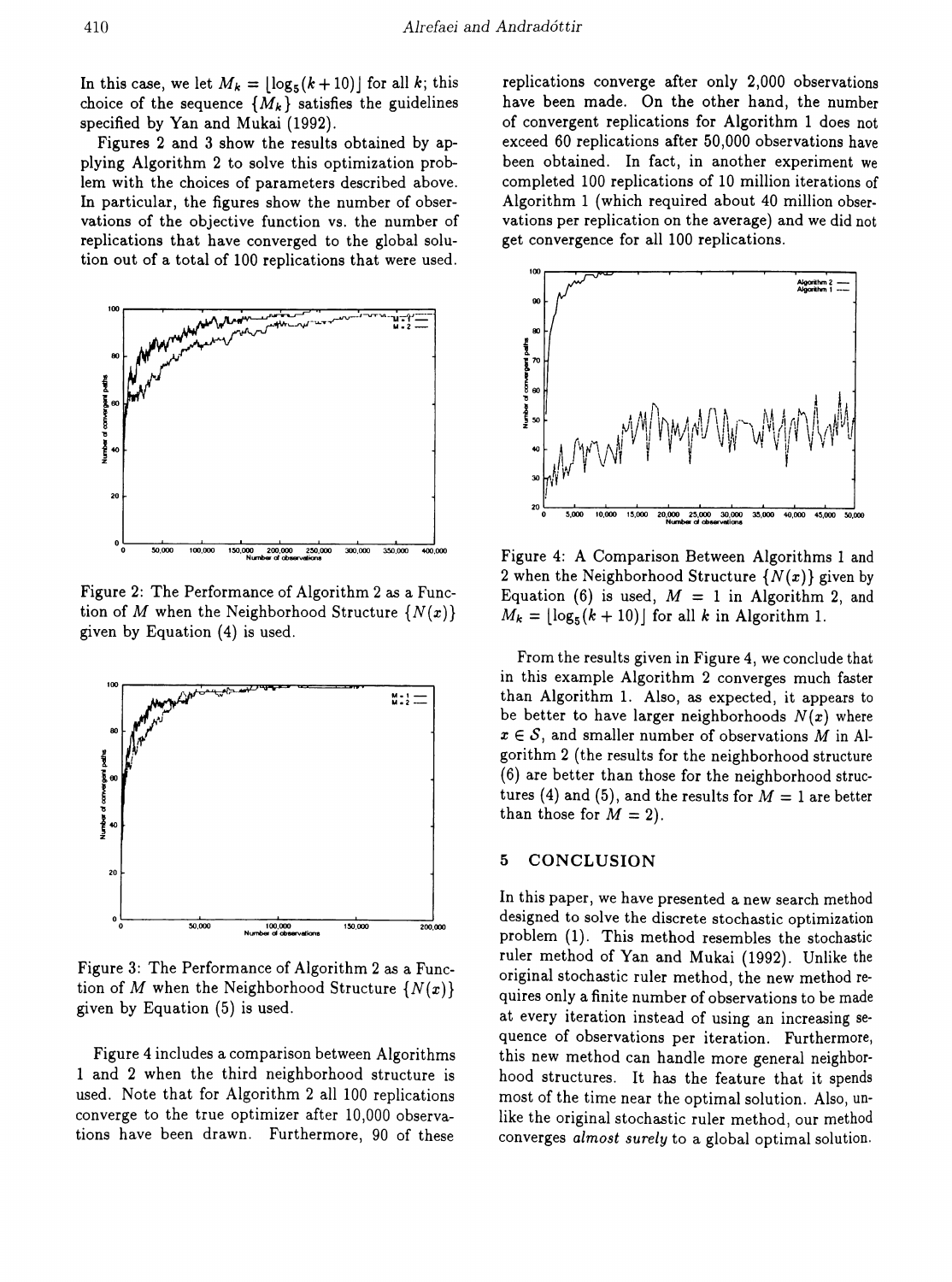In this case, we let $M_k = \lfloor \log_5(k+10) \rfloor$ for all $k$; this choice of the sequence $\{M_k\}$ satisfies the guidelines specified by Yan and Mukai (1992).

Figures 2 and 3 show the results obtained by applying Algorithm 2 to solve this optimization problem with the choices of parameters described above. In particular, the figures show the number of observations of the objective function vs. the number of replications that have converged to the global solution out of a total of 100 replications that were used.

Figure 2: The Performance of Algorithm 2 as a Function of $M$ when the Neighborhood Structure $\{N(x)\}$ given by Equation (4) is used.

Figure 3: The Performance of Algorithm 2 as a Function of $M$ when the Neighborhood Structure $\{N(x)\}$ given by Equation (5) is used.

Figure 4 includes a comparison between Algorithms 1 and 2 when the third neighborhood structure is used. Note that for Algorithm 2 all 100 replications converge to the true optimizer after 10,000 observations have been drawn. Furthermore, 90 of these replications converge after only 2,000 observations have been made. On the other hand, the number of convergent replications for Algorithm 1 does not exceed 60 replications after 50,000 observations have been obtained. In fact, in another experiment we completed 100 replications of 10 million iterations of Algorithm 1 (which required about 40 million observations per replication on the average) and we did not get convergence for all 100 replications.

Figure 4: A Comparison Between Algorithms 1 and 2 when the Neighborhood Structure $\{N(x)\}$ given by Equation (6) is used, $M = 1$ in Algorithm 2, and $M_k = \lfloor \log_5(k+10) \rfloor$ for all $k$ in Algorithm 1.

From the results given in Figure 4, we conclude that in this example Algorithm 2 converges much faster than Algorithm 1. Also, as expected, it appears to be better to have larger neighborhoods $N(x)$ where $x \in \mathcal{S}$, and smaller number of observations $M$ in Algorithm 2 (the results for the neighborhood structure (6) are better than those for the neighborhood structures (4) and (5), and the results for $M = 1$ are better than those for $M = 2$).

## 5 CONCLUSION

In this paper, we have presented a new search method designed to solve the discrete stochastic optimization problem (1). This method resembles the stochastic ruler method of Yan and Mukai (1992). Unlike the original stochastic ruler method, the new method requires only a finite number of observations to be made at every iteration instead of using an increasing sequence of observations per iteration. Furthermore, this new method can handle more general neighborhood structures. It has the feature that it spends most of the time near the optimal solution. Also, unlike the original stochastic ruler method, our method converges *almost surely* to a global optimal solution.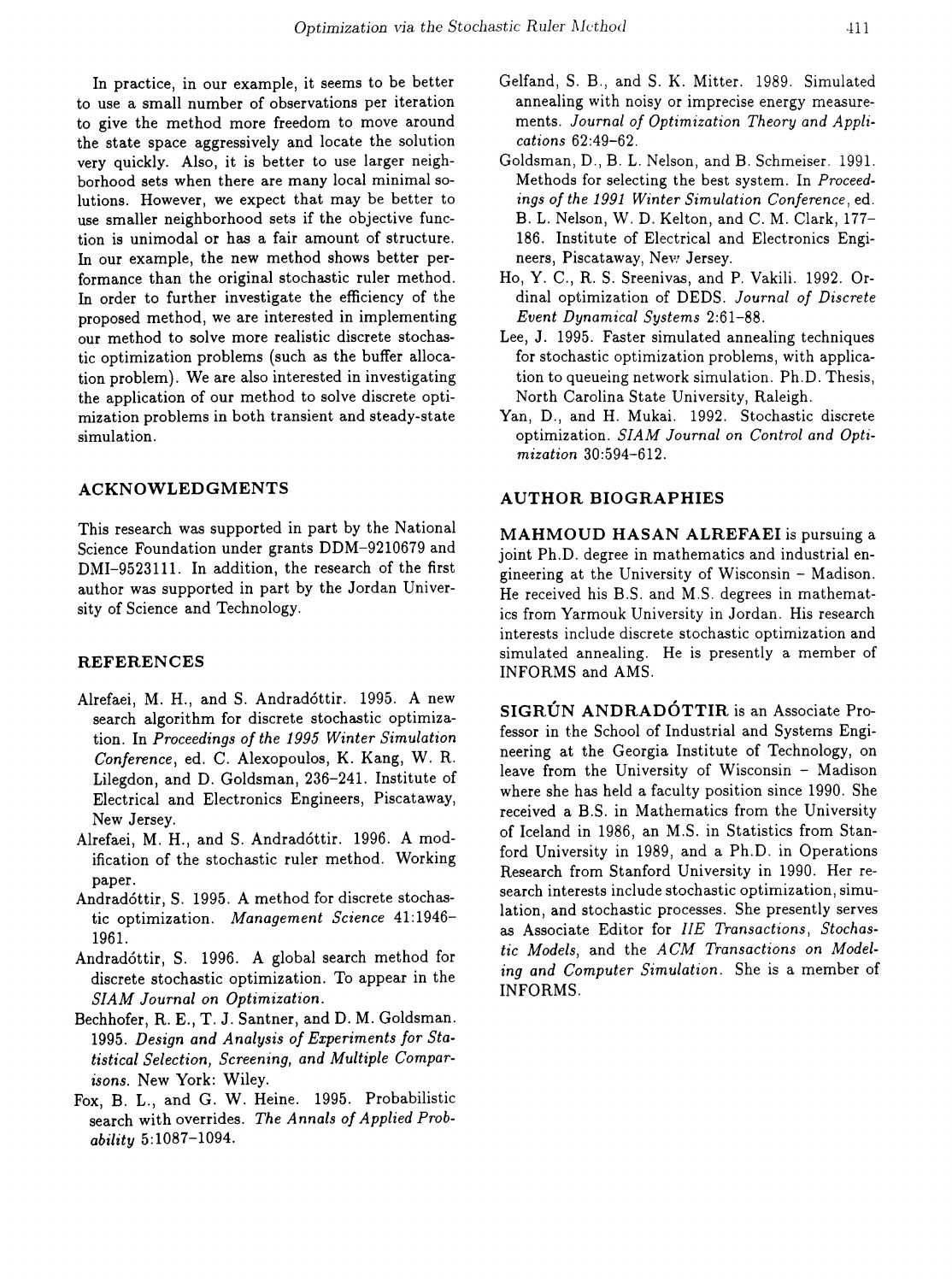In practice, in our example, it seems to be better to use a small number of observations per iteration to give the method more freedom to move around the state space aggressively and locate the solution very quickly. Also, it is better to use larger neighborhood sets when there are many local minimal solutions. However, we expect that may be better to use smaller neighborhood sets if the objective function is unimodal or has a fair amount of structure. In our example, the new method shows better performance than the original stochastic ruler method. In order to further investigate the efficiency of the proposed method, we are interested in implementing our method to solve more realistic discrete stochastic optimization problems (such as the buffer allocation problem). We are also interested in investigating the application of our method to solve discrete optimization problems in both transient and steady-state simulation.

## ACKNOWLEDGMENTS

This research was supported in part by the National Science Foundation under grants DDM-9210679 and DMI-9523111. In addition, the research of the first author was supported in part by the Jordan University of Science and Technology.

## REFERENCES

Alrefaei, M. H., and S. Andradóttir. 1995. A new search algorithm for discrete stochastic optimization. In *Proceedings of the 1995 Winter Simulation Conference*, ed. C. Alexopoulos, K. Kang, W. R. Lilegdon, and D. Goldsman, 236–241. Institute of Electrical and Electronics Engineers, Piscataway, New Jersey.

Alrefaei, M. H., and S. Andradóttir. 1996. A modification of the stochastic ruler method. Working paper.

Andradóttir, S. 1995. A method for discrete stochastic optimization. *Management Science* 41:1946–1961.

Andradóttir, S. 1996. A global search method for discrete stochastic optimization. To appear in the *SIAM Journal on Optimization*.

Bechhofer, R. E., T. J. Santner, and D. M. Goldsman. 1995. *Design and Analysis of Experiments for Statistical Selection, Screening, and Multiple Comparisons*. New York: Wiley.

Fox, B. L., and G. W. Heine. 1995. Probabilistic search with overrides. *The Annals of Applied Probability* 5:1087–1094.

Gelfand, S. B., and S. K. Mitter. 1989. Simulated annealing with noisy or imprecise energy measurements. *Journal of Optimization Theory and Applications* 62:49–62.

Goldsman, D., B. L. Nelson, and B. Schmeiser. 1991. Methods for selecting the best system. In *Proceedings of the 1991 Winter Simulation Conference*, ed. B. L. Nelson, W. D. Kelton, and G. M. Clark, 177–186. Institute of Electrical and Electronics Engineers, Piscataway, New Jersey.

Ho, Y. C., R. S. Sreenivas, and P. Vakili. 1992. Ordinal optimization of DEDS. *Journal of Discrete Event Dynamical Systems* 2:61–88.

Lee, J. 1995. Faster simulated annealing techniques for stochastic optimization problems, with application to queueing network simulation. Ph.D. Thesis, North Carolina State University, Raleigh.

Yan, D., and H. Mukai. 1992. Stochastic discrete optimization. *SIAM Journal on Control and Optimization* 30:594–612.

## AUTHOR BIOGRAPHIES

**MAHMOUD HASAN ALREFAEI** is pursuing a joint Ph.D. degree in mathematics and industrial engineering at the University of Wisconsin – Madison. He received his B.S. and M.S. degrees in mathematics from Yarmouk University in Jordan. His research interests include discrete stochastic optimization and simulated annealing. He is presently a member of INFORMS and AMS.

**SIGRÚN ANDRADÓTTIR** is an Associate Professor in the School of Industrial and Systems Engineering at the Georgia Institute of Technology, on leave from the University of Wisconsin – Madison where she has held a faculty position since 1990. She received a B.S. in Mathematics from the University of Iceland in 1986, an M.S. in Statistics from Stanford University in 1989, and a Ph.D. in Operations Research from Stanford University in 1990. Her research interests include stochastic optimization, simulation, and stochastic processes. She presently serves as Associate Editor for *IIE Transactions*, *Stochastic Models*, and the *ACM Transactions on Modeling and Computer Simulation*. She is a member of INFORMS.